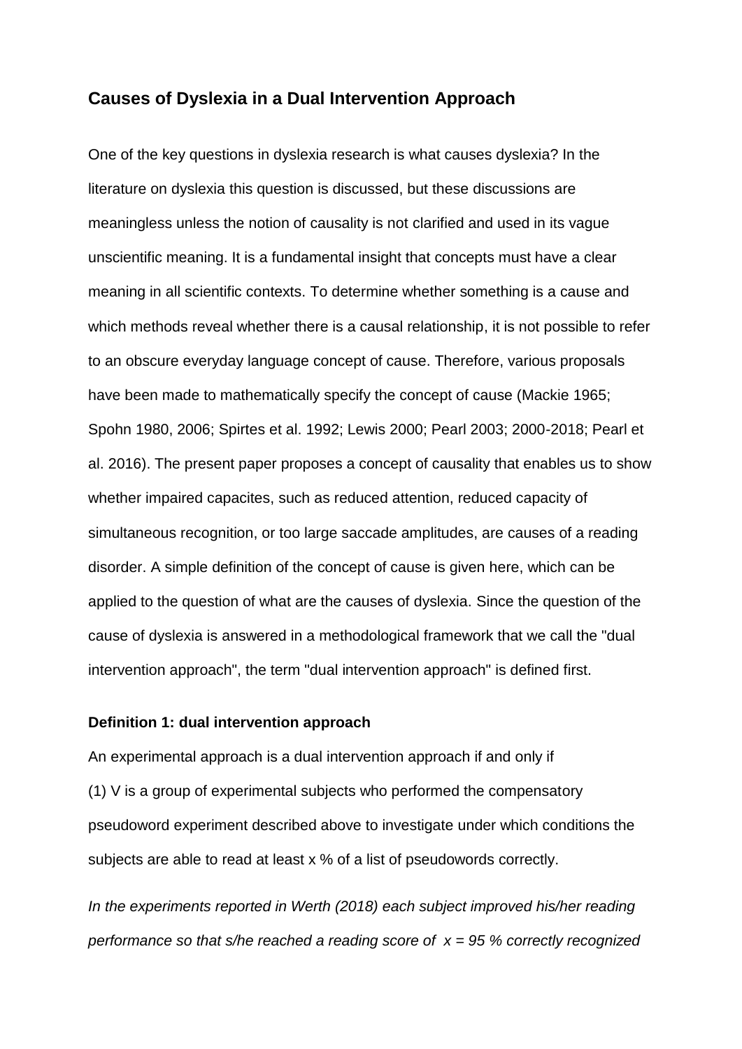## Causes of Dyslexia in a Dual Intervention Approach

One of the key questions in dyslexia research is what causes dyslexia? In the literature on dyslexia this question is discussed, but these discussions are meaningless unless the notion of causality is not clarified and used in its vague unscientific meaning. It is a fundamental insight that concepts must have a clear meaning in all scientific contexts. To determine whether something is a cause and which methods reveal whether there is a causal relationship, it is not possible to refer to an obscure everyday language concept of cause. Therefore, various proposals have been made to mathematically specify the concept of cause (Mackie 1965; Spohn 1980, 2006; Spirtes et al. 1992; Lewis 2000; Pearl 2003; 2000-2018; Pearl et al. 2016). The present paper proposes a concept of causality that enables us to show whether impaired capacites, such as reduced attention, reduced capacity of simultaneous recognition, or too large saccade amplitudes, are causes of a reading disorder. A simple definition of the concept of cause is given here, which can be applied to the question of what are the causes of dyslexia. Since the question of the cause of dyslexia is answered in a methodological framework that we call the "dual intervention approach", the term "dual intervention approach" is defined first.

**Definition 1: dual intervention approach**

An experimental approach is a dual intervention approach if and only if

(1) V is a group of experimental subjects who performed the compensatory pseudoword experiment described above to investigate under which conditions the subjects are able to read at least x % of a list of pseudowords correctly.

*In the experiments reported in Werth (2018) each subject improved his/her reading performance so that s/he reached a reading score of $x = 95$ % correctly recognized*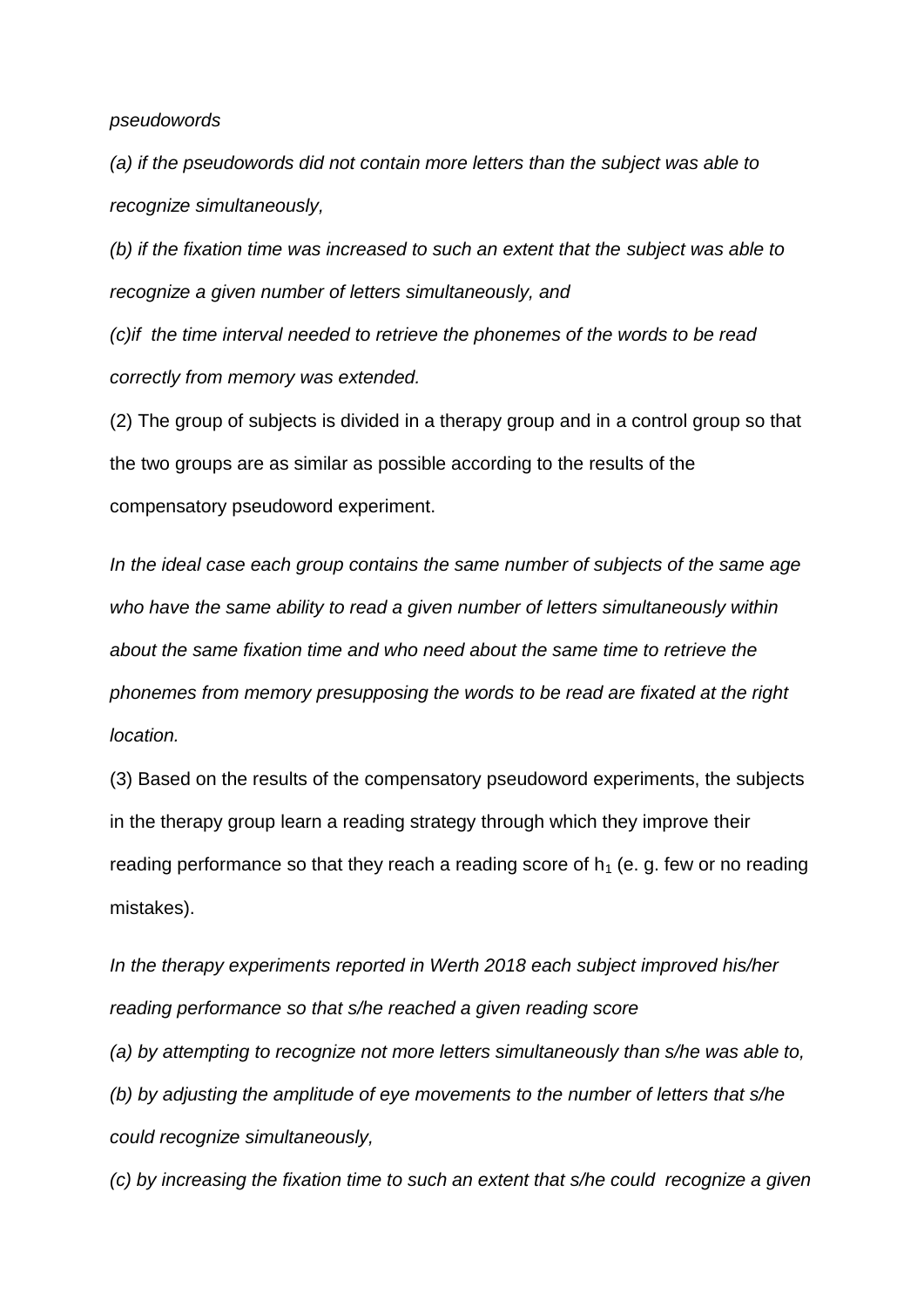*pseudowords*

*(a) if the pseudowords did not contain more letters than the subject was able to recognize simultaneously,*

*(b) if the fixation time was increased to such an extent that the subject was able to recognize a given number of letters simultaneously, and*

*(c)if the time interval needed to retrieve the phonemes of the words to be read correctly from memory was extended.*

(2) The group of subjects is divided in a therapy group and in a control group so that the two groups are as similar as possible according to the results of the compensatory pseudoword experiment.

*In the ideal case each group contains the same number of subjects of the same age who have the same ability to read a given number of letters simultaneously within about the same fixation time and who need about the same time to retrieve the phonemes from memory presupposing the words to be read are fixated at the right location.*

(3) Based on the results of the compensatory pseudoword experiments, the subjects in the therapy group learn a reading strategy through which they improve their reading performance so that they reach a reading score of $h_1$ (e. g. few or no reading mistakes).

*In the therapy experiments reported in Werth 2018 each subject improved his/her reading performance so that s/he reached a given reading score*

*(a) by attempting to recognize not more letters simultaneously than s/he was able to,*

*(b) by adjusting the amplitude of eye movements to the number of letters that s/he could recognize simultaneously,*

*(c) by increasing the fixation time to such an extent that s/he could recognize a given*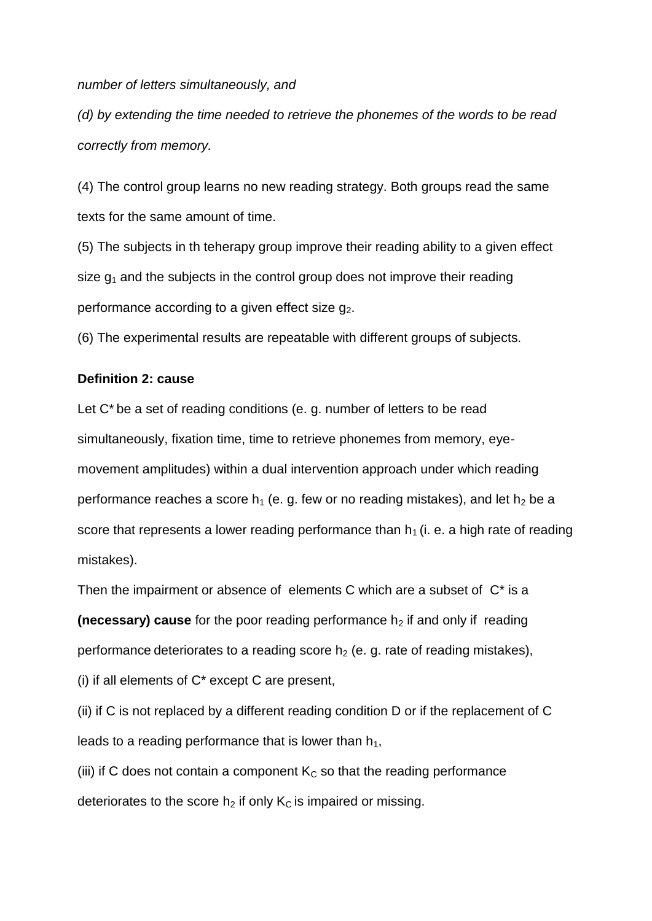*number of letters simultaneously, and*

*(d) by extending the time needed to retrieve the phonemes of the words to be read correctly from memory.*

(4) The control group learns no new reading strategy. Both groups read the same texts for the same amount of time.

(5) The subjects in th teherapy group improve their reading ability to a given effect size $g_1$ and the subjects in the control group does not improve their reading performance according to a given effect size $g_2$.

(6) The experimental results are repeatable with different groups of subjects.

**Definition 2: cause**

Let C* be a set of reading conditions (e. g. number of letters to be read simultaneously, fixation time, time to retrieve phonemes from memory, eye-movement amplitudes) within a dual intervention approach under which reading performance reaches a score $h_1$ (e. g. few or no reading mistakes), and let $h_2$ be a score that represents a lower reading performance than $h_1$ (i. e. a high rate of reading mistakes).

Then the impairment or absence of elements C which are a subset of C* is a **(necessary) cause** for the poor reading performance $h_2$ if and only if reading performance deteriorates to a reading score $h_2$ (e. g. rate of reading mistakes),

(i) if all elements of C* except C are present,

(ii) if C is not replaced by a different reading condition D or if the replacement of C leads to a reading performance that is lower than $h_1$,

(iii) if C does not contain a component $K_C$ so that the reading performance deteriorates to the score $h_2$ if only $K_C$ is impaired or missing.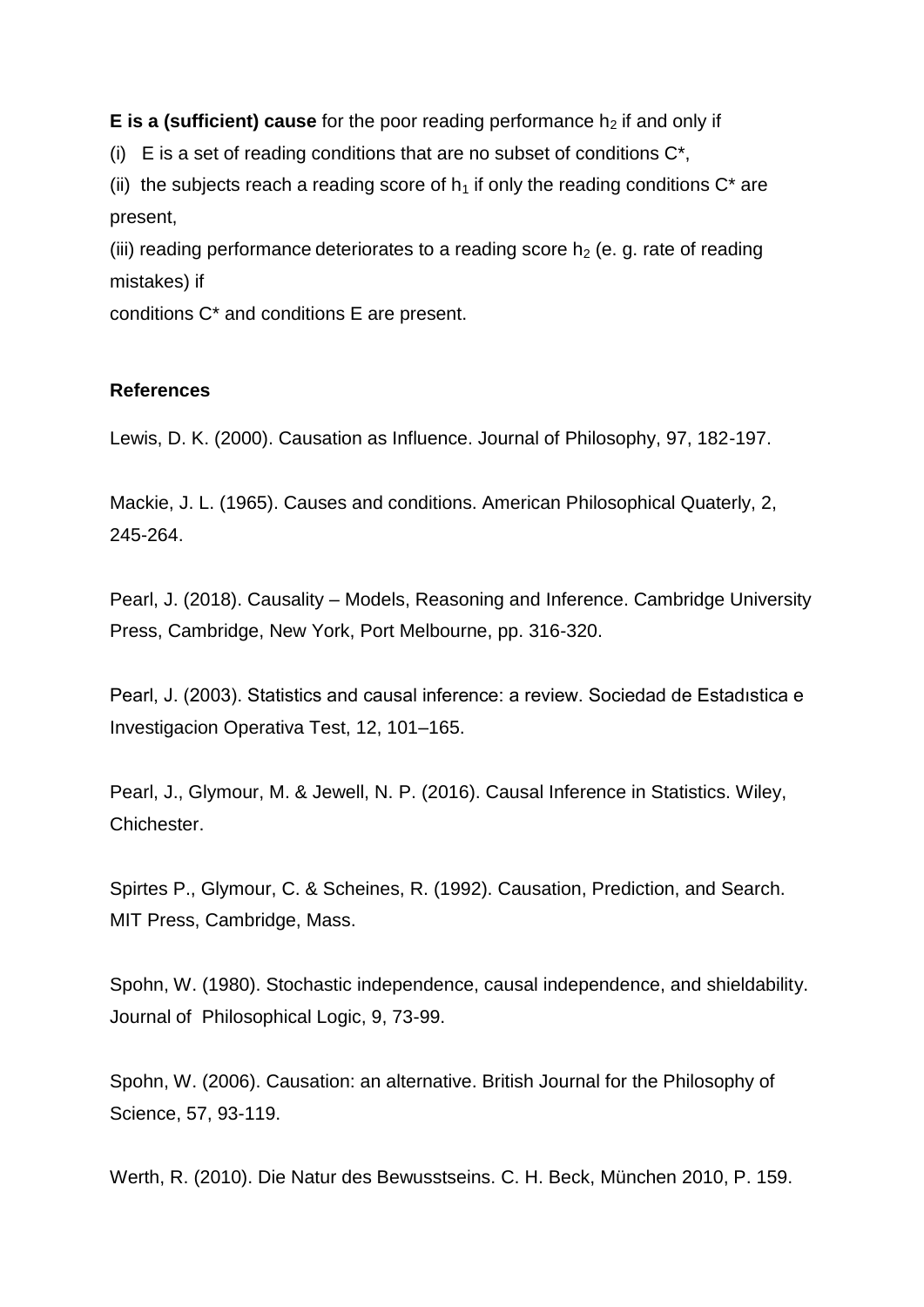**E is a (sufficient) cause** for the poor reading performance $h_2$ if and only if

(i) E is a set of reading conditions that are no subset of conditions C*,

(ii) the subjects reach a reading score of $h_1$ if only the reading conditions C* are present,

(iii) reading performance deteriorates to a reading score $h_2$ (e. g. rate of reading mistakes) if

conditions C* and conditions E are present.

**References**

Lewis, D. K. (2000). Causation as Influence. Journal of Philosophy, 97, 182-197.

Mackie, J. L. (1965). Causes and conditions. American Philosophical Quaterly, 2, 245-264.

Pearl, J. (2018). Causality – Models, Reasoning and Inference. Cambridge University Press, Cambridge, New York, Port Melbourne, pp. 316-320.

Pearl, J. (2003). Statistics and causal inference: a review. Sociedad de Estadıstica e Investigacion Operativa Test, 12, 101–165.

Pearl, J., Glymour, M. & Jewell, N. P. (2016). Causal Inference in Statistics. Wiley, Chichester.

Spirtes P., Glymour, C. & Scheines, R. (1992). Causation, Prediction, and Search. MIT Press, Cambridge, Mass.

Spohn, W. (1980). Stochastic independence, causal independence, and shieldability. Journal of Philosophical Logic, 9, 73-99.

Spohn, W. (2006). Causation: an alternative. British Journal for the Philosophy of Science, 57, 93-119.

Werth, R. (2010). Die Natur des Bewusstseins. C. H. Beck, München 2010, P. 159.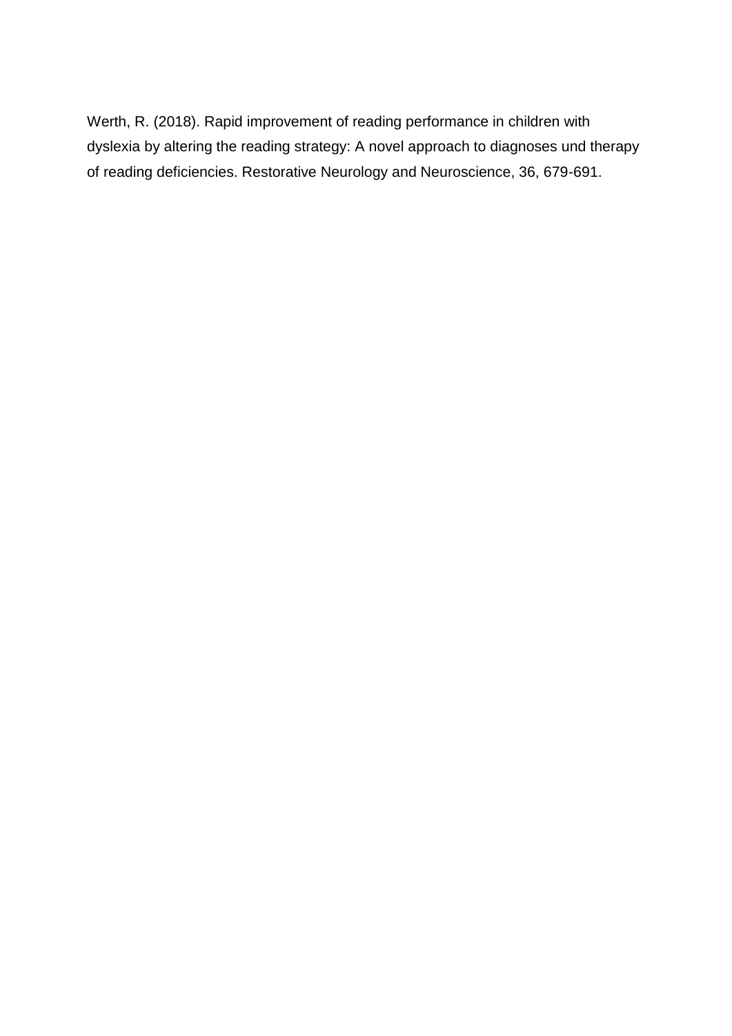Werth, R. (2018). Rapid improvement of reading performance in children with dyslexia by altering the reading strategy: A novel approach to diagnoses und therapy of reading deficiencies. Restorative Neurology and Neuroscience, 36, 679-691.